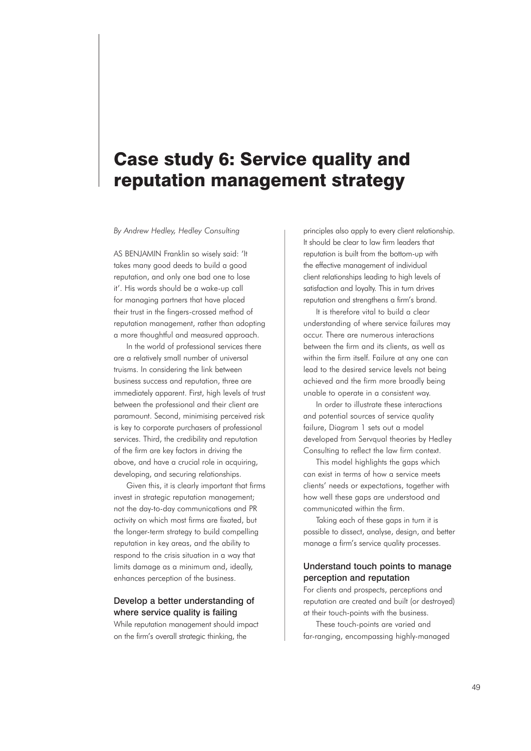# Case study 6: Service quality and reputation management strategy

*By Andrew Hedley, Hedley Consulting*

AS BENJAMIN Franklin so wisely said: 'It takes many good deeds to build a good reputation, and only one bad one to lose it'. His words should be a wake-up call for managing partners that have placed their trust in the fingers-crossed method of reputation management, rather than adopting a more thoughtful and measured approach.

In the world of professional services there are a relatively small number of universal truisms. In considering the link between business success and reputation, three are immediately apparent. First, high levels of trust between the professional and their client are paramount. Second, minimising perceived risk is key to corporate purchasers of professional services. Third, the credibility and reputation of the firm are key factors in driving the above, and have a crucial role in acquiring, developing, and securing relationships.

Given this, it is clearly important that firms invest in strategic reputation management; not the day-to-day communications and PR activity on which most firms are fixated, but the longer-term strategy to build compelling reputation in key areas, and the ability to respond to the crisis situation in a way that limits damage as a minimum and, ideally, enhances perception of the business.

### Develop a better understanding of where service quality is failing

While reputation management should impact on the firm's overall strategic thinking, the principles also apply to every client relationship. It should be clear to law firm leaders that reputation is built from the bottom-up with the effective management of individual client relationships leading to high levels of satisfaction and loyalty. This in turn drives reputation and strengthens a firm's brand.

It is therefore vital to build a clear understanding of where service failures may occur. There are numerous interactions between the firm and its clients, as well as within the firm itself. Failure at any one can lead to the desired service levels not being achieved and the firm more broadly being unable to operate in a consistent way.

In order to illustrate these interactions and potential sources of service quality failure, Diagram 1 sets out a model developed from Servqual theories by Hedley Consulting to reflect the law firm context.

This model highlights the gaps which can exist in terms of how a service meets clients' needs or expectations, together with how well these gaps are understood and communicated within the firm.

Taking each of these gaps in turn it is possible to dissect, analyse, design, and better manage a firm's service quality processes.

### Understand touch points to manage perception and reputation

For clients and prospects, perceptions and reputation are created and built (or destroyed) at their touch-points with the business.

These touch-points are varied and far-ranging, encompassing highly-managed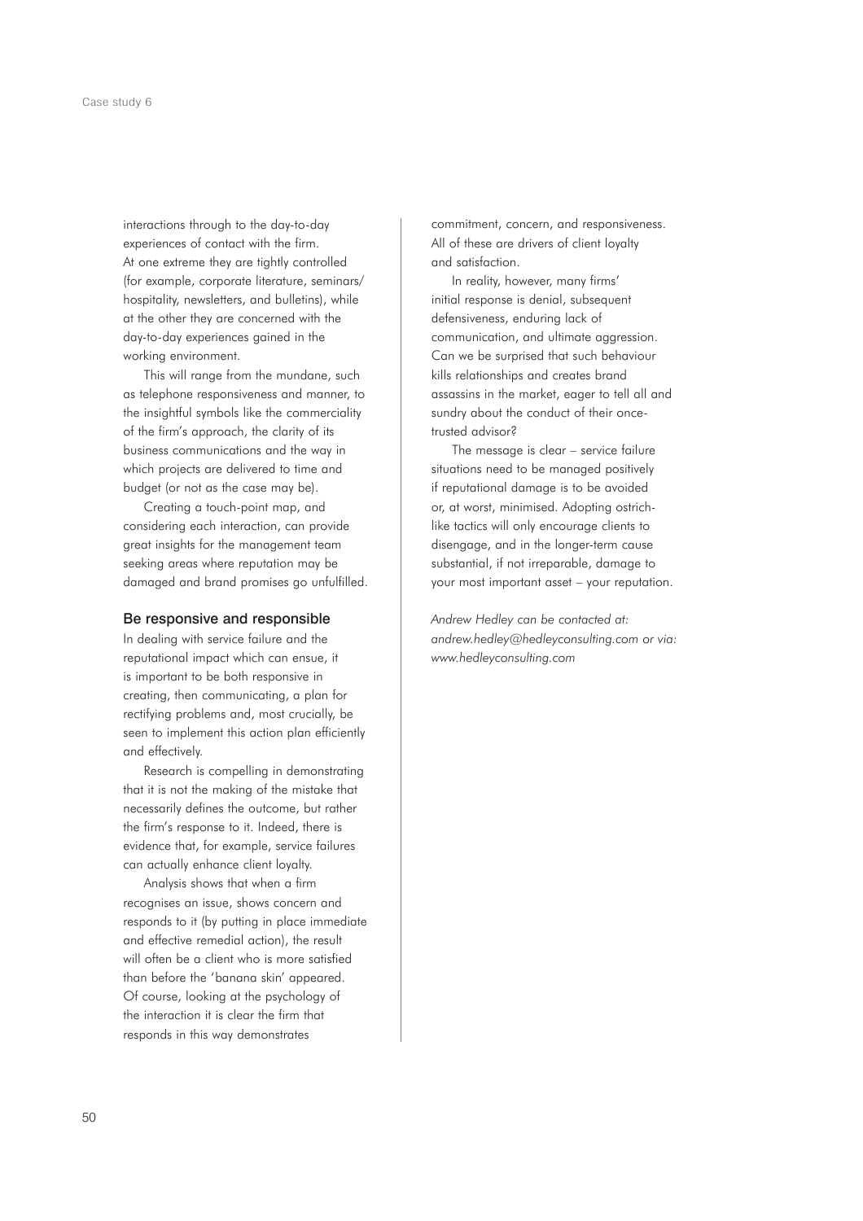interactions through to the day-to-day experiences of contact with the firm. At one extreme they are tightly controlled (for example, corporate literature, seminars/hospitality, newsletters, and bulletins), while at the other they are concerned with the day-to-day experiences gained in the working environment.

This will range from the mundane, such as telephone responsiveness and manner, to the insightful symbols like the commerciality of the firm's approach, the clarity of its business communications and the way in which projects are delivered to time and budget (or not as the case may be).

Creating a touch-point map, and considering each interaction, can provide great insights for the management team seeking areas where reputation may be damaged and brand promises go unfulfilled.

## Be responsive and responsible

In dealing with service failure and the reputational impact which can ensue, it is important to be both responsive in creating, then communicating, a plan for rectifying problems and, most crucially, be seen to implement this action plan efficiently and effectively.

Research is compelling in demonstrating that it is not the making of the mistake that necessarily defines the outcome, but rather the firm's response to it. Indeed, there is evidence that, for example, service failures can actually enhance client loyalty.

Analysis shows that when a firm recognises an issue, shows concern and responds to it (by putting in place immediate and effective remedial action), the result will often be a client who is more satisfied than before the 'banana skin' appeared. Of course, looking at the psychology of the interaction it is clear the firm that responds in this way demonstrates commitment, concern, and responsiveness. All of these are drivers of client loyalty and satisfaction.

In reality, however, many firms' initial response is denial, subsequent defensiveness, enduring lack of communication, and ultimate aggression. Can we be surprised that such behaviour kills relationships and creates brand assassins in the market, eager to tell all and sundry about the conduct of their once-trusted advisor?

The message is clear – service failure situations need to be managed positively if reputational damage is to be avoided or, at worst, minimised. Adopting ostrich-like tactics will only encourage clients to disengage, and in the longer-term cause substantial, if not irreparable, damage to your most important asset – your reputation.

*Andrew Hedley can be contacted at: andrew.hedley@hedleyconsulting.com or via: www.hedleyconsulting.com*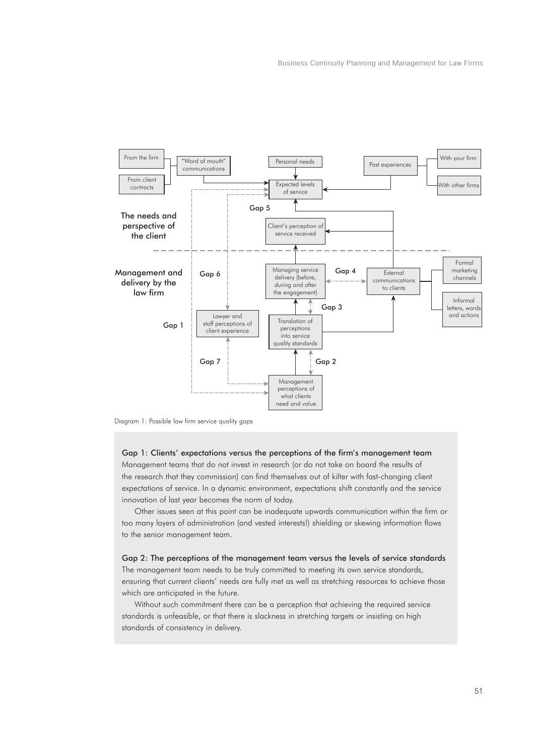Diagram 1: Possible law firm service quality gaps

**Gap 1: Clients' expectations versus the perceptions of the firm's management team**

Management teams that do not invest in research (or do not take on board the results of the research that they commission) can find themselves out of kilter with fast-changing client expectations of service. In a dynamic environment, expectations shift constantly and the service innovation of last year becomes the norm of today.

Other issues seen at this point can be inadequate upwards communication within the firm or too many layers of administration (and vested interests!) shielding or skewing information flows to the senior management team.

**Gap 2: The perceptions of the management team versus the levels of service standards**

The management team needs to be truly committed to meeting its own service standards, ensuring that current clients' needs are fully met as well as stretching resources to achieve those which are anticipated in the future.

Without such commitment there can be a perception that achieving the required service standards is unfeasible, or that there is slackness in stretching targets or insisting on high standards of consistency in delivery.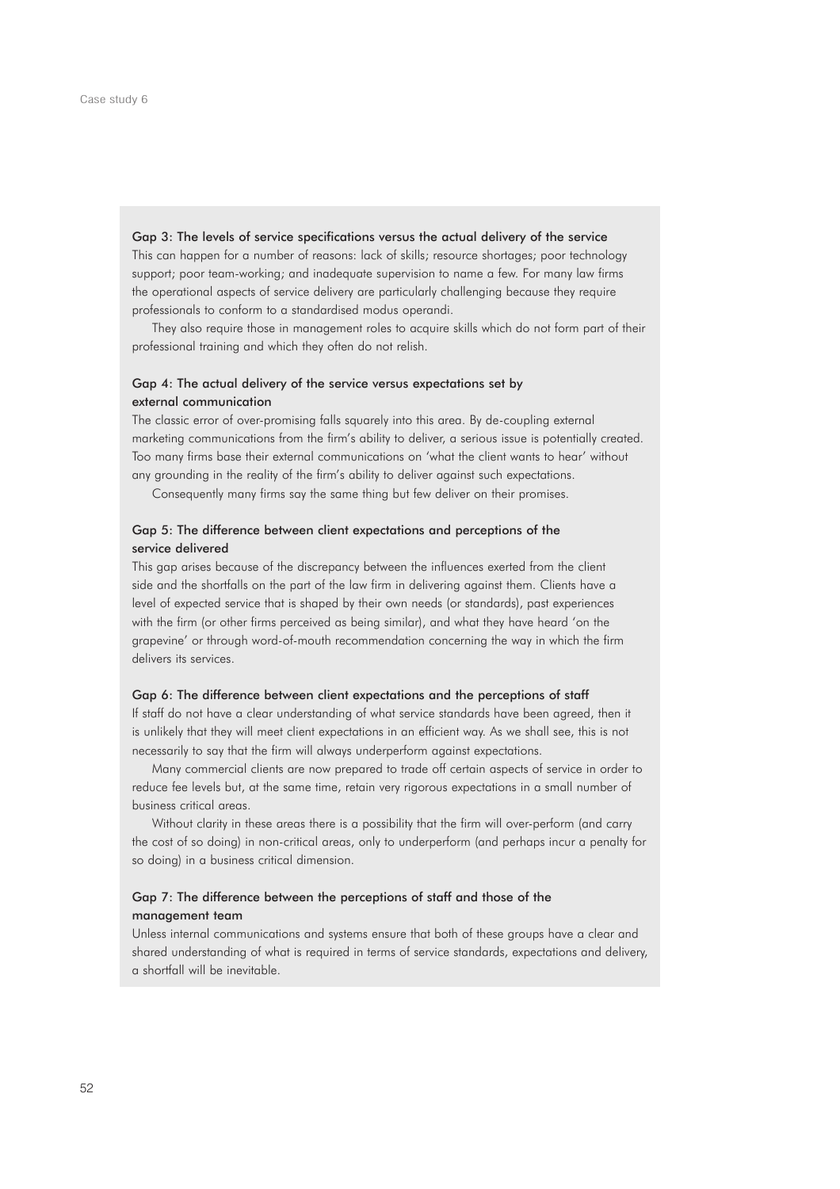### Gap 3: The levels of service specifications versus the actual delivery of the service

This can happen for a number of reasons: lack of skills; resource shortages; poor technology support; poor team-working; and inadequate supervision to name a few. For many law firms the operational aspects of service delivery are particularly challenging because they require professionals to conform to a standardised modus operandi.

They also require those in management roles to acquire skills which do not form part of their professional training and which they often do not relish.

### Gap 4: The actual delivery of the service versus expectations set by external communication

The classic error of over-promising falls squarely into this area. By de-coupling external marketing communications from the firm's ability to deliver, a serious issue is potentially created. Too many firms base their external communications on 'what the client wants to hear' without any grounding in the reality of the firm's ability to deliver against such expectations.

Consequently many firms say the same thing but few deliver on their promises.

### Gap 5: The difference between client expectations and perceptions of the service delivered

This gap arises because of the discrepancy between the influences exerted from the client side and the shortfalls on the part of the law firm in delivering against them. Clients have a level of expected service that is shaped by their own needs (or standards), past experiences with the firm (or other firms perceived as being similar), and what they have heard 'on the grapevine' or through word-of-mouth recommendation concerning the way in which the firm delivers its services.

### Gap 6: The difference between client expectations and the perceptions of staff

If staff do not have a clear understanding of what service standards have been agreed, then it is unlikely that they will meet client expectations in an efficient way. As we shall see, this is not necessarily to say that the firm will always underperform against expectations.

Many commercial clients are now prepared to trade off certain aspects of service in order to reduce fee levels but, at the same time, retain very rigorous expectations in a small number of business critical areas.

Without clarity in these areas there is a possibility that the firm will over-perform (and carry the cost of so doing) in non-critical areas, only to underperform (and perhaps incur a penalty for so doing) in a business critical dimension.

### Gap 7: The difference between the perceptions of staff and those of the management team

Unless internal communications and systems ensure that both of these groups have a clear and shared understanding of what is required in terms of service standards, expectations and delivery, a shortfall will be inevitable.